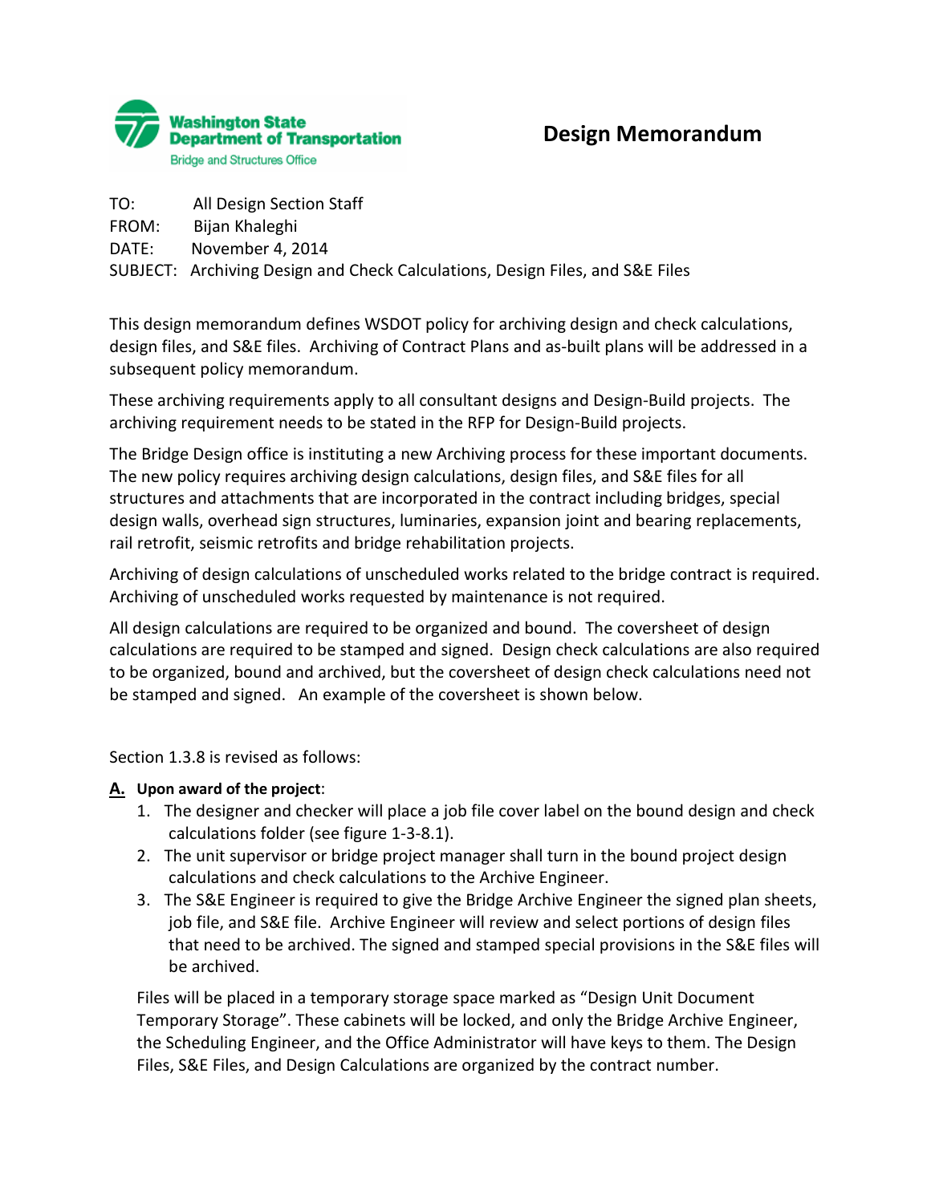Washington State Department of Transportation
Bridge and Structures Office

# Design Memorandum

TO: All Design Section Staff
FROM: Bijan Khaleghi
DATE: November 4, 2014
SUBJECT: Archiving Design and Check Calculations, Design Files, and S&E Files

This design memorandum defines WSDOT policy for archiving design and check calculations, design files, and S&E files. Archiving of Contract Plans and as-built plans will be addressed in a subsequent policy memorandum.

These archiving requirements apply to all consultant designs and Design-Build projects. The archiving requirement needs to be stated in the RFP for Design-Build projects.

The Bridge Design office is instituting a new Archiving process for these important documents. The new policy requires archiving design calculations, design files, and S&E files for all structures and attachments that are incorporated in the contract including bridges, special design walls, overhead sign structures, luminaries, expansion joint and bearing replacements, rail retrofit, seismic retrofits and bridge rehabilitation projects.

Archiving of design calculations of unscheduled works related to the bridge contract is required. Archiving of unscheduled works requested by maintenance is not required.

All design calculations are required to be organized and bound. The coversheet of design calculations are required to be stamped and signed. Design check calculations are also required to be organized, bound and archived, but the coversheet of design check calculations need not be stamped and signed. An example of the coversheet is shown below.

Section 1.3.8 is revised as follows:

**A. Upon award of the project**:

1. The designer and checker will place a job file cover label on the bound design and check calculations folder (see figure 1-3-8.1).
2. The unit supervisor or bridge project manager shall turn in the bound project design calculations and check calculations to the Archive Engineer.
3. The S&E Engineer is required to give the Bridge Archive Engineer the signed plan sheets, job file, and S&E file. Archive Engineer will review and select portions of design files that need to be archived. The signed and stamped special provisions in the S&E files will be archived.

Files will be placed in a temporary storage space marked as "Design Unit Document Temporary Storage". These cabinets will be locked, and only the Bridge Archive Engineer, the Scheduling Engineer, and the Office Administrator will have keys to them. The Design Files, S&E Files, and Design Calculations are organized by the contract number.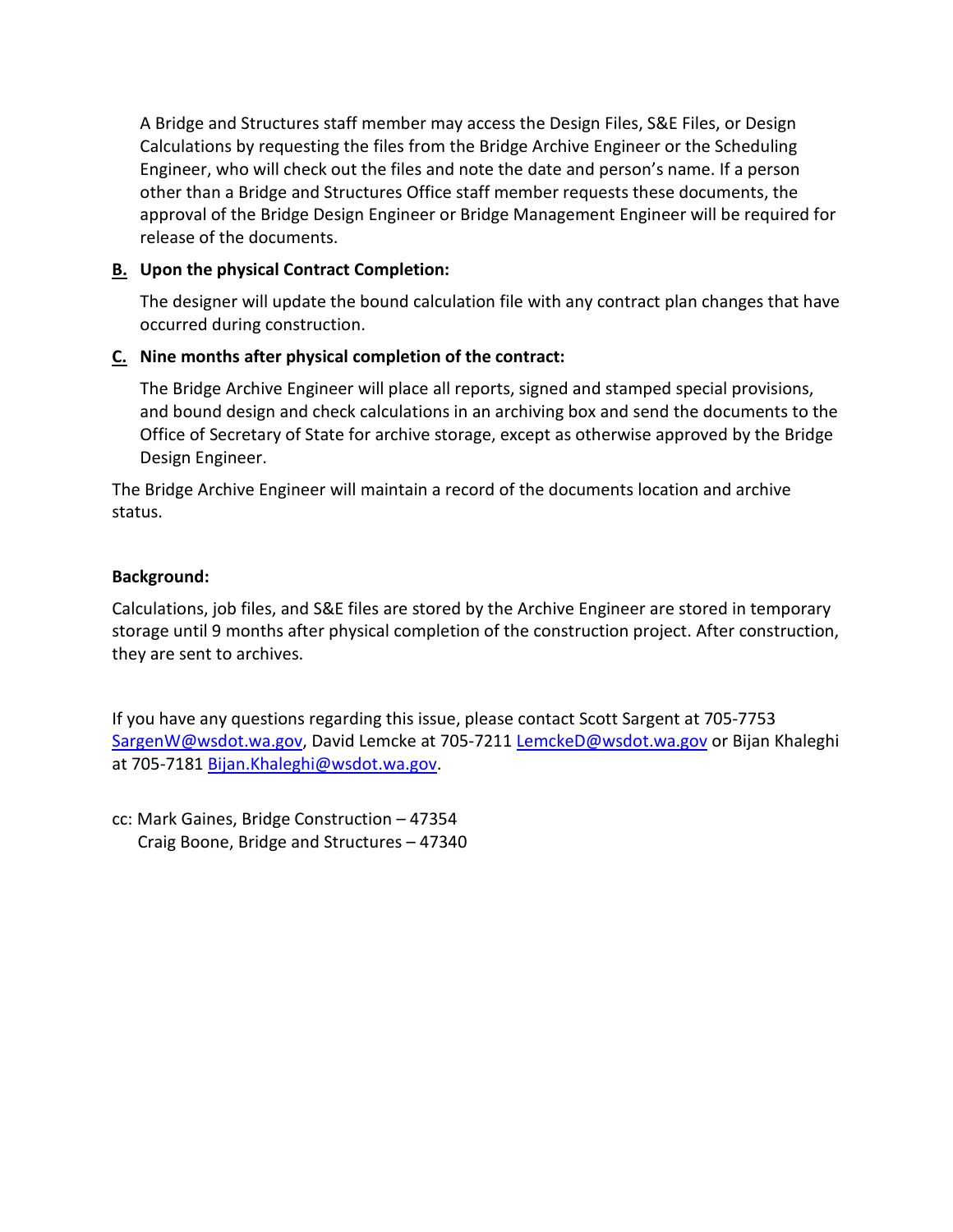A Bridge and Structures staff member may access the Design Files, S&E Files, or Design Calculations by requesting the files from the Bridge Archive Engineer or the Scheduling Engineer, who will check out the files and note the date and person's name. If a person other than a Bridge and Structures Office staff member requests these documents, the approval of the Bridge Design Engineer or Bridge Management Engineer will be required for release of the documents.

**B. Upon the physical Contract Completion:**

The designer will update the bound calculation file with any contract plan changes that have occurred during construction.

**C. Nine months after physical completion of the contract:**

The Bridge Archive Engineer will place all reports, signed and stamped special provisions, and bound design and check calculations in an archiving box and send the documents to the Office of Secretary of State for archive storage, except as otherwise approved by the Bridge Design Engineer.

The Bridge Archive Engineer will maintain a record of the documents location and archive status.

**Background:**

Calculations, job files, and S&E files are stored by the Archive Engineer are stored in temporary storage until 9 months after physical completion of the construction project. After construction, they are sent to archives.

If you have any questions regarding this issue, please contact Scott Sargent at 705-7753 SargenW@wsdot.wa.gov, David Lemcke at 705-7211 LemckeD@wsdot.wa.gov or Bijan Khaleghi at 705-7181 Bijan.Khaleghi@wsdot.wa.gov.

cc: Mark Gaines, Bridge Construction – 47354
Craig Boone, Bridge and Structures – 47340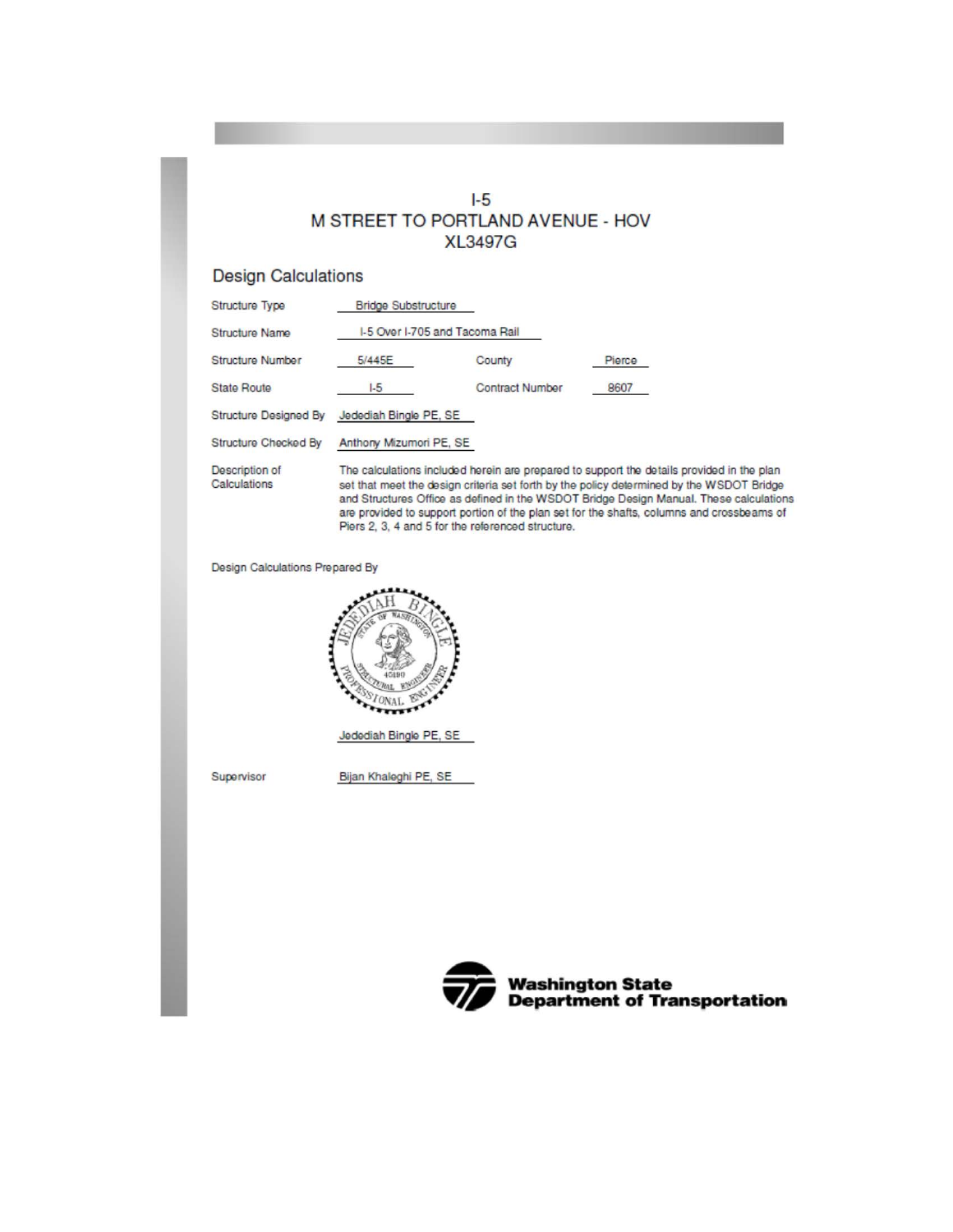# I-5
# M STREET TO PORTLAND AVENUE - HOV
# XL3497G

## Design Calculations

| | | | |
|---|---|---|---|
| Structure Type | Bridge Substructure | | |
| Structure Name | I-5 Over I-705 and Tacoma Rail | | |
| Structure Number | 5/445E | County | Pierce |
| State Route | I-5 | Contract Number | 8607 |
| Structure Designed By | Jedediah Bingle PE, SE | | |
| Structure Checked By | Anthony Mizumori PE, SE | | |
| Description of Calculations | The calculations included herein are prepared to support the details provided in the plan set that meet the design criteria set forth by the policy determined by the WSDOT Bridge and Structures Office as defined in the WSDOT Bridge Design Manual. These calculations are provided to support portion of the plan set for the shafts, columns and crossbeams of Piers 2, 3, 4 and 5 for the referenced structure. | | |

Design Calculations Prepared By

JEDEDIAH BINGLE
STATE OF WASHINGTON
45190
STRUCTURAL ENGINEER
PROFESSIONAL ENGINEER

Jedediah Bingle PE, SE

Supervisor Bijan Khaleghi PE, SE

Washington State Department of Transportation